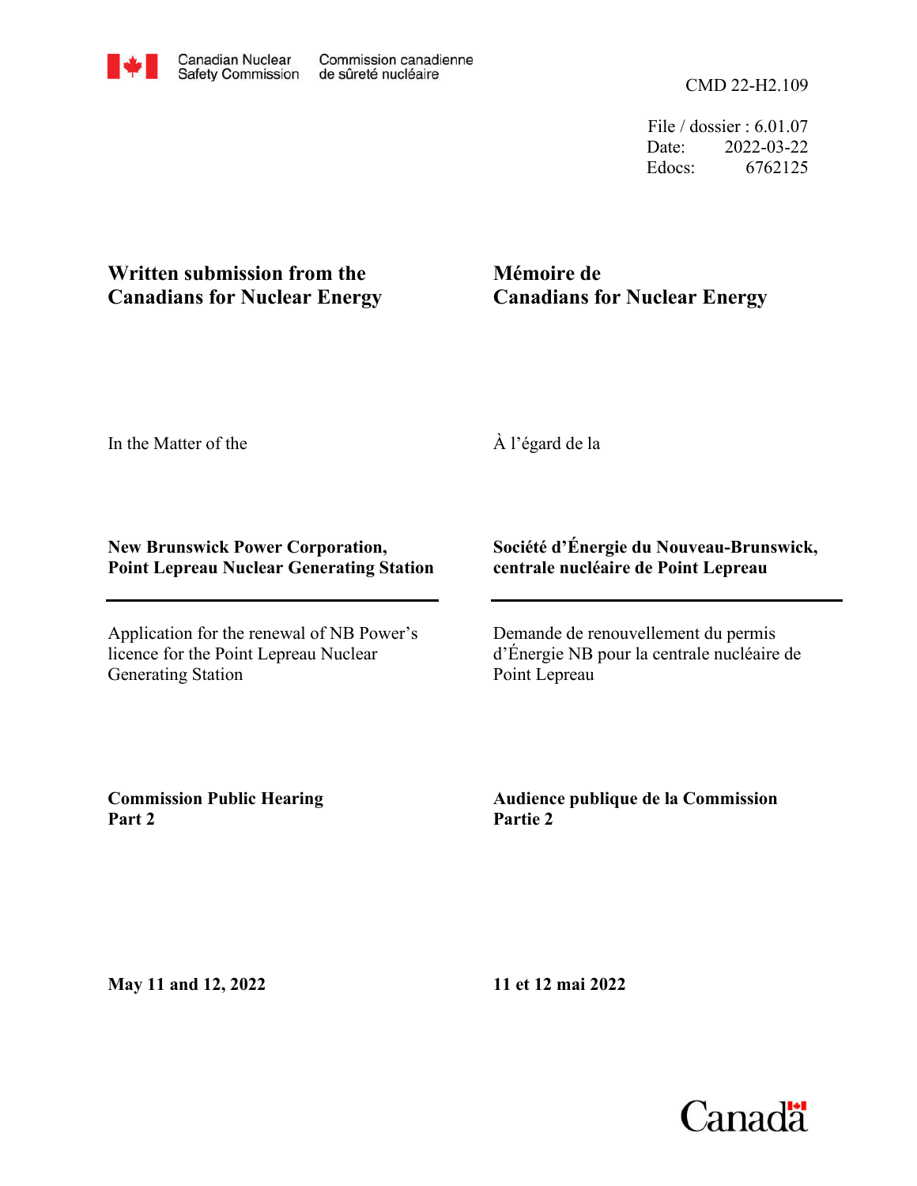Canadian Nuclear Safety Commission / Commission canadienne de sûreté nucléaire

CMD 22-H2.109

File / dossier : 6.01.07
Date: 2022-03-22
Edocs: 6762125

**Written submission from the Canadians for Nuclear Energy**

**Mémoire de Canadians for Nuclear Energy**

In the Matter of the

À l'égard de la

**New Brunswick Power Corporation, Point Lepreau Nuclear Generating Station**

**Société d'Énergie du Nouveau-Brunswick, centrale nucléaire de Point Lepreau**

Application for the renewal of NB Power's licence for the Point Lepreau Nuclear Generating Station

Demande de renouvellement du permis d'Énergie NB pour la centrale nucléaire de Point Lepreau

**Commission Public Hearing Part 2**

**Audience publique de la Commission Partie 2**

**May 11 and 12, 2022**

**11 et 12 mai 2022**

Canada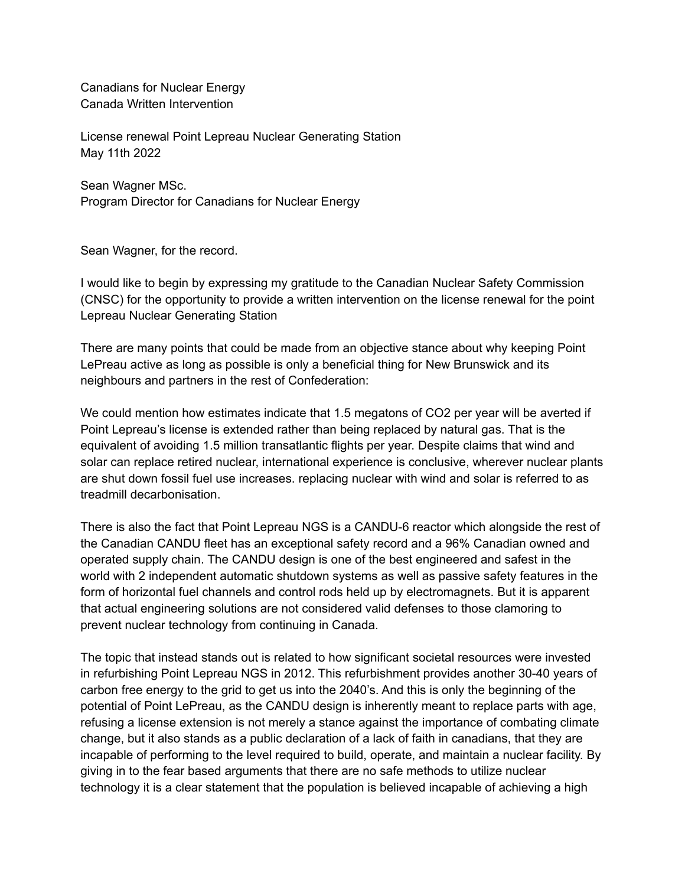Canadians for Nuclear Energy
Canada Written Intervention

License renewal Point Lepreau Nuclear Generating Station
May 11th 2022

Sean Wagner MSc.
Program Director for Canadians for Nuclear Energy

Sean Wagner, for the record.

I would like to begin by expressing my gratitude to the Canadian Nuclear Safety Commission (CNSC) for the opportunity to provide a written intervention on the license renewal for the point Lepreau Nuclear Generating Station

There are many points that could be made from an objective stance about why keeping Point LePreau active as long as possible is only a beneficial thing for New Brunswick and its neighbours and partners in the rest of Confederation:

We could mention how estimates indicate that 1.5 megatons of $CO_2$ per year will be averted if Point Lepreau's license is extended rather than being replaced by natural gas. That is the equivalent of avoiding 1.5 million transatlantic flights per year. Despite claims that wind and solar can replace retired nuclear, international experience is conclusive, wherever nuclear plants are shut down fossil fuel use increases. replacing nuclear with wind and solar is referred to as treadmill decarbonisation.

There is also the fact that Point Lepreau NGS is a CANDU-6 reactor which alongside the rest of the Canadian CANDU fleet has an exceptional safety record and a 96% Canadian owned and operated supply chain. The CANDU design is one of the best engineered and safest in the world with 2 independent automatic shutdown systems as well as passive safety features in the form of horizontal fuel channels and control rods held up by electromagnets. But it is apparent that actual engineering solutions are not considered valid defenses to those clamoring to prevent nuclear technology from continuing in Canada.

The topic that instead stands out is related to how significant societal resources were invested in refurbishing Point Lepreau NGS in 2012. This refurbishment provides another 30-40 years of carbon free energy to the grid to get us into the 2040's. And this is only the beginning of the potential of Point LePreau, as the CANDU design is inherently meant to replace parts with age, refusing a license extension is not merely a stance against the importance of combating climate change, but it also stands as a public declaration of a lack of faith in canadians, that they are incapable of performing to the level required to build, operate, and maintain a nuclear facility. By giving in to the fear based arguments that there are no safe methods to utilize nuclear technology it is a clear statement that the population is believed incapable of achieving a high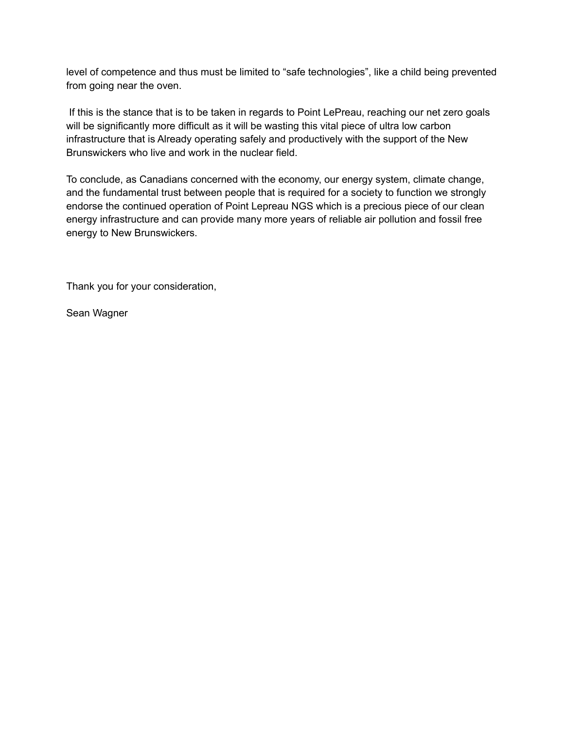level of competence and thus must be limited to “safe technologies”, like a child being prevented from going near the oven.

If this is the stance that is to be taken in regards to Point LePreau, reaching our net zero goals will be significantly more difficult as it will be wasting this vital piece of ultra low carbon infrastructure that is Already operating safely and productively with the support of the New Brunswickers who live and work in the nuclear field.

To conclude, as Canadians concerned with the economy, our energy system, climate change, and the fundamental trust between people that is required for a society to function we strongly endorse the continued operation of Point Lepreau NGS which is a precious piece of our clean energy infrastructure and can provide many more years of reliable air pollution and fossil free energy to New Brunswickers.

Thank you for your consideration,

Sean Wagner